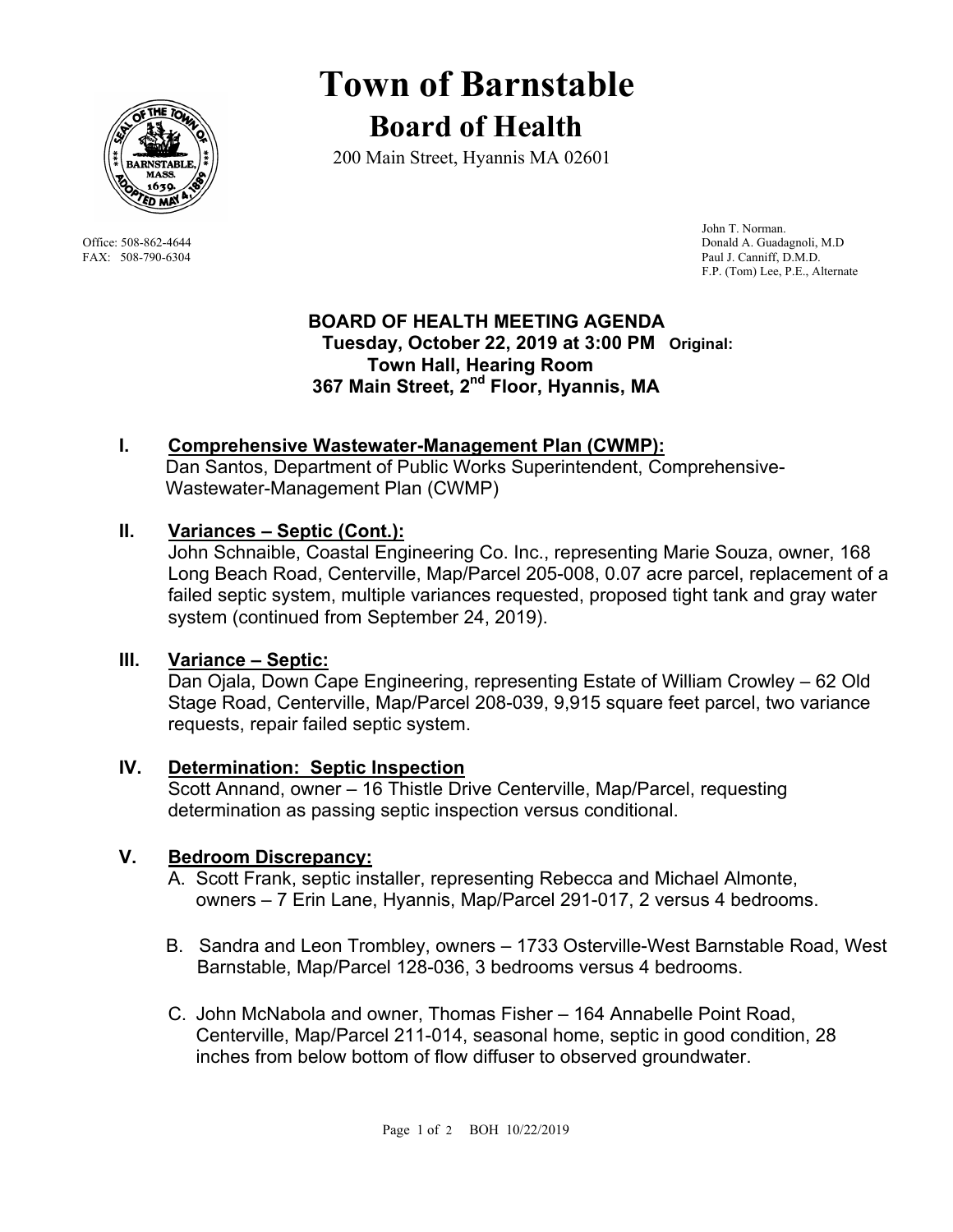# Town of Barnstable

## Board of Health

200 Main Street, Hyannis MA 02601

Office: 508-862-4644
FAX: 508-790-6304

John T. Norman.
Donald A. Guadagnoli, M.D
Paul J. Canniff, D.M.D.
F.P. (Tom) Lee, P.E., Alternate

**BOARD OF HEALTH MEETING AGENDA**
**Tuesday, October 22, 2019 at 3:00 PM** **Original:**
**Town Hall, Hearing Room**
**367 Main Street, 2nd Floor, Hyannis, MA**

## I. Comprehensive Wastewater-Management Plan (CWMP):

Dan Santos, Department of Public Works Superintendent, Comprehensive-Wastewater-Management Plan (CWMP)

## II. Variances – Septic (Cont.):

John Schnaible, Coastal Engineering Co. Inc., representing Marie Souza, owner, 168 Long Beach Road, Centerville, Map/Parcel 205-008, 0.07 acre parcel, replacement of a failed septic system, multiple variances requested, proposed tight tank and gray water system (continued from September 24, 2019).

## III. Variance – Septic:

Dan Ojala, Down Cape Engineering, representing Estate of William Crowley – 62 Old Stage Road, Centerville, Map/Parcel 208-039, 9,915 square feet parcel, two variance requests, repair failed septic system.

## IV. Determination: Septic Inspection

Scott Annand, owner – 16 Thistle Drive Centerville, Map/Parcel, requesting determination as passing septic inspection versus conditional.

## V. Bedroom Discrepancy:

A. Scott Frank, septic installer, representing Rebecca and Michael Almonte, owners – 7 Erin Lane, Hyannis, Map/Parcel 291-017, 2 versus 4 bedrooms.

B. Sandra and Leon Trombley, owners – 1733 Osterville-West Barnstable Road, West Barnstable, Map/Parcel 128-036, 3 bedrooms versus 4 bedrooms.

C. John McNabola and owner, Thomas Fisher – 164 Annabelle Point Road, Centerville, Map/Parcel 211-014, seasonal home, septic in good condition, 28 inches from below bottom of flow diffuser to observed groundwater.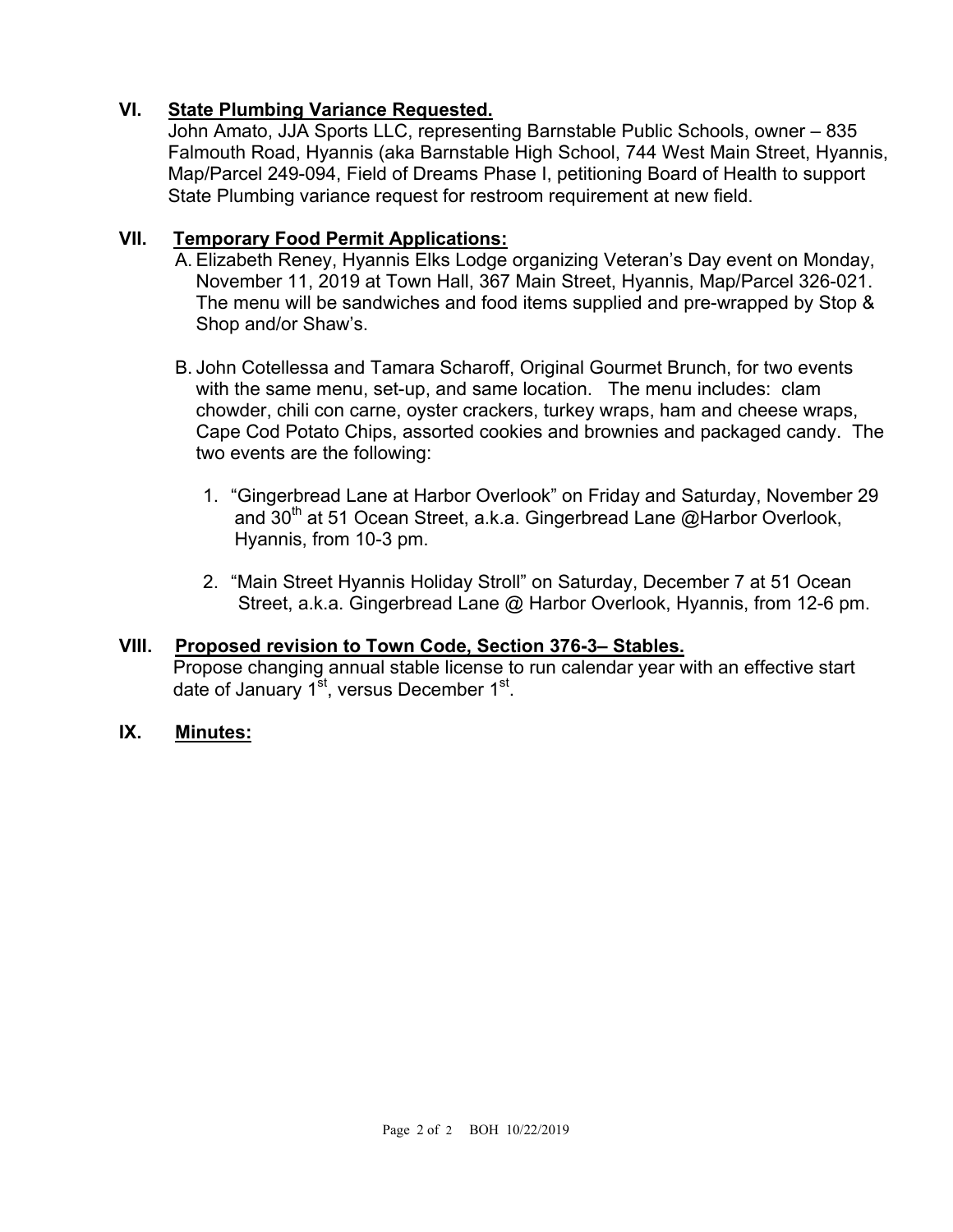## VI. State Plumbing Variance Requested.

John Amato, JJA Sports LLC, representing Barnstable Public Schools, owner – 835 Falmouth Road, Hyannis (aka Barnstable High School, 744 West Main Street, Hyannis, Map/Parcel 249-094, Field of Dreams Phase I, petitioning Board of Health to support State Plumbing variance request for restroom requirement at new field.

## VII. Temporary Food Permit Applications:

A. Elizabeth Reney, Hyannis Elks Lodge organizing Veteran's Day event on Monday, November 11, 2019 at Town Hall, 367 Main Street, Hyannis, Map/Parcel 326-021. The menu will be sandwiches and food items supplied and pre-wrapped by Stop & Shop and/or Shaw's.

B. John Cotellessa and Tamara Scharoff, Original Gourmet Brunch, for two events with the same menu, set-up, and same location. The menu includes: clam chowder, chili con carne, oyster crackers, turkey wraps, ham and cheese wraps, Cape Cod Potato Chips, assorted cookies and brownies and packaged candy. The two events are the following:

1. "Gingerbread Lane at Harbor Overlook" on Friday and Saturday, November 29 and 30th at 51 Ocean Street, a.k.a. Gingerbread Lane @Harbor Overlook, Hyannis, from 10-3 pm.

2. "Main Street Hyannis Holiday Stroll" on Saturday, December 7 at 51 Ocean Street, a.k.a. Gingerbread Lane @ Harbor Overlook, Hyannis, from 12-6 pm.

## VIII. Proposed revision to Town Code, Section 376-3– Stables.

Propose changing annual stable license to run calendar year with an effective start date of January 1st, versus December 1st.

## IX. Minutes: